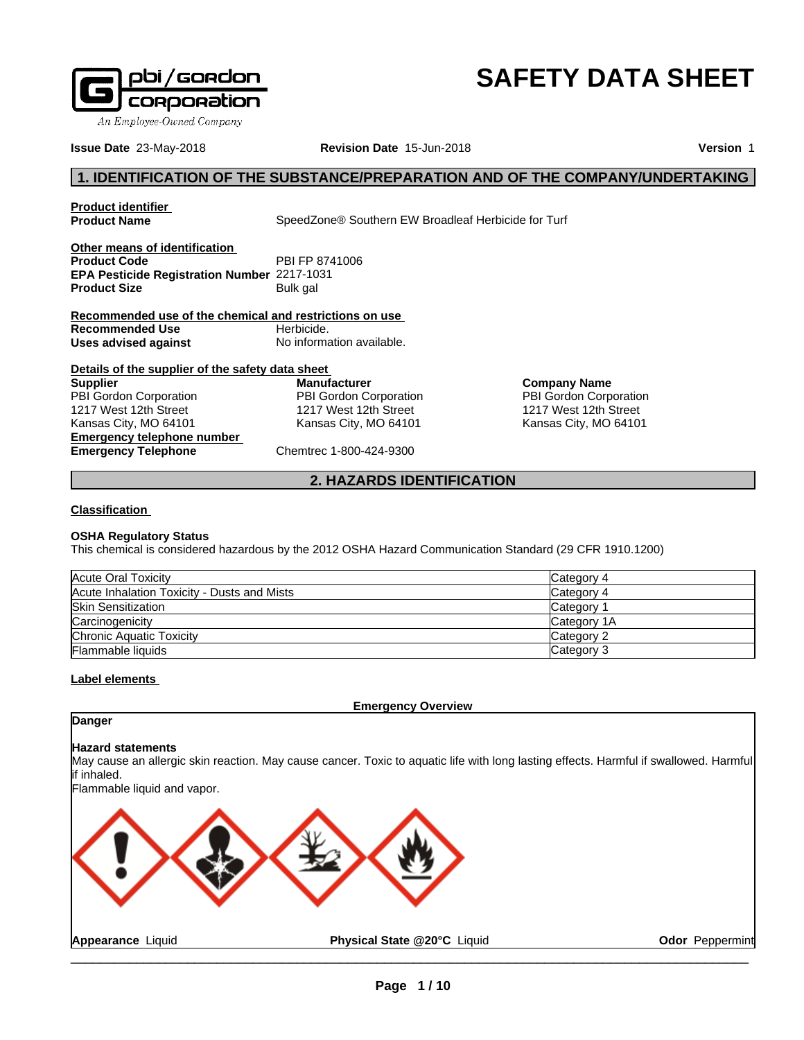pbi/gordon corporation
An Employee-Owned Company

# SAFETY DATA SHEET

**Issue Date** 23-May-2018 **Revision Date** 15-Jun-2018 **Version** 1

## 1. IDENTIFICATION OF THE SUBSTANCE/PREPARATION AND OF THE COMPANY/UNDERTAKING

**Product identifier**

**Product Name** SpeedZone® Southern EW Broadleaf Herbicide for Turf

**Other means of identification**

**Product Code** PBI FP 8741006
**EPA Pesticide Registration Number** 2217-1031
**Product Size** Bulk gal

**Recommended use of the chemical and restrictions on use**

**Recommended Use** Herbicide.
**Uses advised against** No information available.

**Details of the supplier of the safety data sheet**

**Supplier**
PBI Gordon Corporation
1217 West 12th Street
Kansas City, MO 64101

**Manufacturer**
PBI Gordon Corporation
1217 West 12th Street
Kansas City, MO 64101

**Company Name**
PBI Gordon Corporation
1217 West 12th Street
Kansas City, MO 64101

**Emergency telephone number**

**Emergency Telephone** Chemtrec 1-800-424-9300

## 2. HAZARDS IDENTIFICATION

**Classification**

**OSHA Regulatory Status**
This chemical is considered hazardous by the 2012 OSHA Hazard Communication Standard (29 CFR 1910.1200)

| | |
|---|---|
| Acute Oral Toxicity | Category 4 |
| Acute Inhalation Toxicity - Dusts and Mists | Category 4 |
| Skin Sensitization | Category 1 |
| Carcinogenicity | Category 1A |
| Chronic Aquatic Toxicity | Category 2 |
| Flammable liquids | Category 3 |

**Label elements**

**Emergency Overview**

**Danger**

**Hazard statements**
May cause an allergic skin reaction. May cause cancer. Toxic to aquatic life with long lasting effects. Harmful if swallowed. Harmful if inhaled.
Flammable liquid and vapor.

**Appearance** Liquid **Physical State @20°C** Liquid **Odor** Peppermint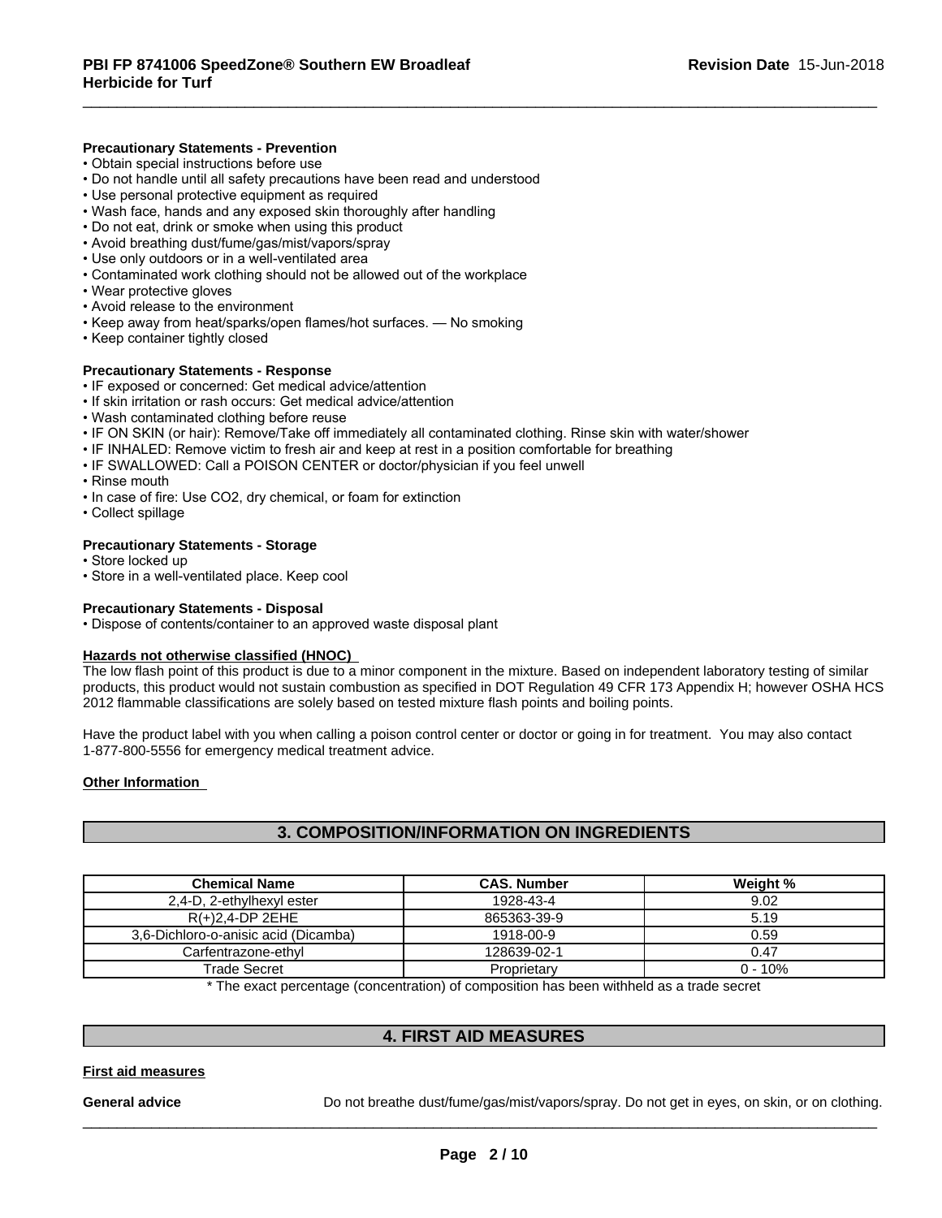**Precautionary Statements - Prevention**

- Obtain special instructions before use
- Do not handle until all safety precautions have been read and understood
- Use personal protective equipment as required
- Wash face, hands and any exposed skin thoroughly after handling
- Do not eat, drink or smoke when using this product
- Avoid breathing dust/fume/gas/mist/vapors/spray
- Use only outdoors or in a well-ventilated area
- Contaminated work clothing should not be allowed out of the workplace
- Wear protective gloves
- Avoid release to the environment
- Keep away from heat/sparks/open flames/hot surfaces. — No smoking
- Keep container tightly closed

**Precautionary Statements - Response**

- IF exposed or concerned: Get medical advice/attention
- If skin irritation or rash occurs: Get medical advice/attention
- Wash contaminated clothing before reuse
- IF ON SKIN (or hair): Remove/Take off immediately all contaminated clothing. Rinse skin with water/shower
- IF INHALED: Remove victim to fresh air and keep at rest in a position comfortable for breathing
- IF SWALLOWED: Call a POISON CENTER or doctor/physician if you feel unwell
- Rinse mouth
- In case of fire: Use CO2, dry chemical, or foam for extinction
- Collect spillage

**Precautionary Statements - Storage**

- Store locked up
- Store in a well-ventilated place. Keep cool

**Precautionary Statements - Disposal**

- Dispose of contents/container to an approved waste disposal plant

**Hazards not otherwise classified (HNOC)**

The low flash point of this product is due to a minor component in the mixture. Based on independent laboratory testing of similar products, this product would not sustain combustion as specified in DOT Regulation 49 CFR 173 Appendix H; however OSHA HCS 2012 flammable classifications are solely based on tested mixture flash points and boiling points.

Have the product label with you when calling a poison control center or doctor or going in for treatment. You may also contact 1-877-800-5556 for emergency medical treatment advice.

**Other Information**

## 3. COMPOSITION/INFORMATION ON INGREDIENTS

| Chemical Name | CAS. Number | Weight % |
|---|---|---|
| 2,4-D, 2-ethylhexyl ester | 1928-43-4 | 9.02 |
| R(+)2,4-DP 2EHE | 865363-39-9 | 5.19 |
| 3,6-Dichloro-o-anisic acid (Dicamba) | 1918-00-9 | 0.59 |
| Carfentrazone-ethyl | 128639-02-1 | 0.47 |
| Trade Secret | Proprietary | 0 - 10% |

* The exact percentage (concentration) of composition has been withheld as a trade secret

## 4. FIRST AID MEASURES

**First aid measures**

**General advice** Do not breathe dust/fume/gas/mist/vapors/spray. Do not get in eyes, on skin, or on clothing.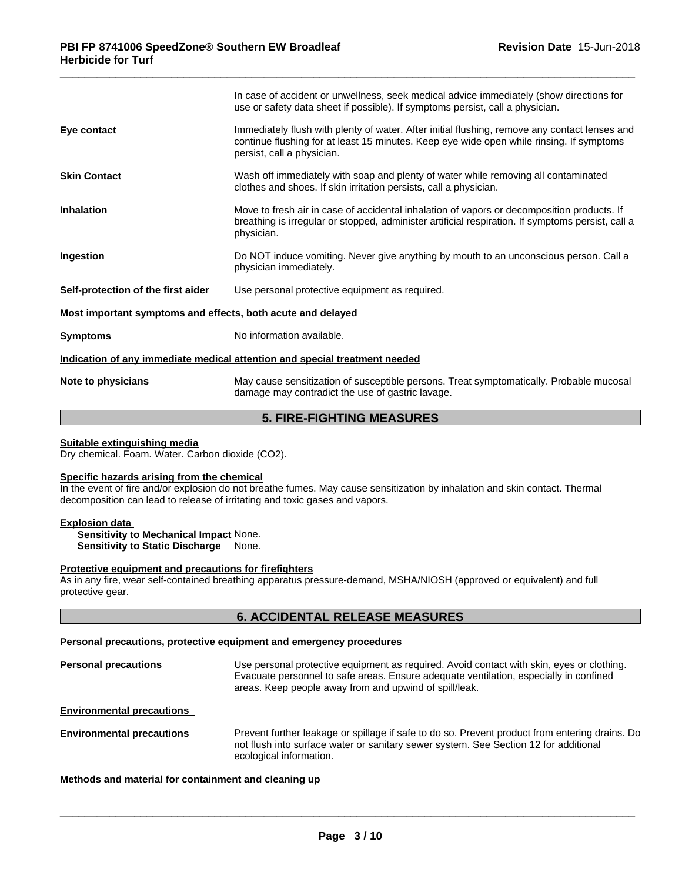In case of accident or unwellness, seek medical advice immediately (show directions for use or safety data sheet if possible). If symptoms persist, call a physician.

**Eye contact**
Immediately flush with plenty of water. After initial flushing, remove any contact lenses and continue flushing for at least 15 minutes. Keep eye wide open while rinsing. If symptoms persist, call a physician.

**Skin Contact**
Wash off immediately with soap and plenty of water while removing all contaminated clothes and shoes. If skin irritation persists, call a physician.

**Inhalation**
Move to fresh air in case of accidental inhalation of vapors or decomposition products. If breathing is irregular or stopped, administer artificial respiration. If symptoms persist, call a physician.

**Ingestion**
Do NOT induce vomiting. Never give anything by mouth to an unconscious person. Call a physician immediately.

**Self-protection of the first aider**
Use personal protective equipment as required.

**Most important symptoms and effects, both acute and delayed**

**Symptoms**
No information available.

**Indication of any immediate medical attention and special treatment needed**

**Note to physicians**
May cause sensitization of susceptible persons. Treat symptomatically. Probable mucosal damage may contradict the use of gastric lavage.

## 5. FIRE-FIGHTING MEASURES

**Suitable extinguishing media**

Dry chemical. Foam. Water. Carbon dioxide ($CO_2$).

**Specific hazards arising from the chemical**

In the event of fire and/or explosion do not breathe fumes. May cause sensitization by inhalation and skin contact. Thermal decomposition can lead to release of irritating and toxic gases and vapors.

**Explosion data**

**Sensitivity to Mechanical Impact** None.
**Sensitivity to Static Discharge** None.

**Protective equipment and precautions for firefighters**

As in any fire, wear self-contained breathing apparatus pressure-demand, MSHA/NIOSH (approved or equivalent) and full protective gear.

## 6. ACCIDENTAL RELEASE MEASURES

**Personal precautions, protective equipment and emergency procedures**

**Personal precautions**
Use personal protective equipment as required. Avoid contact with skin, eyes or clothing. Evacuate personnel to safe areas. Ensure adequate ventilation, especially in confined areas. Keep people away from and upwind of spill/leak.

**Environmental precautions**

**Environmental precautions**
Prevent further leakage or spillage if safe to do so. Prevent product from entering drains. Do not flush into surface water or sanitary sewer system. See Section 12 for additional ecological information.

**Methods and material for containment and cleaning up**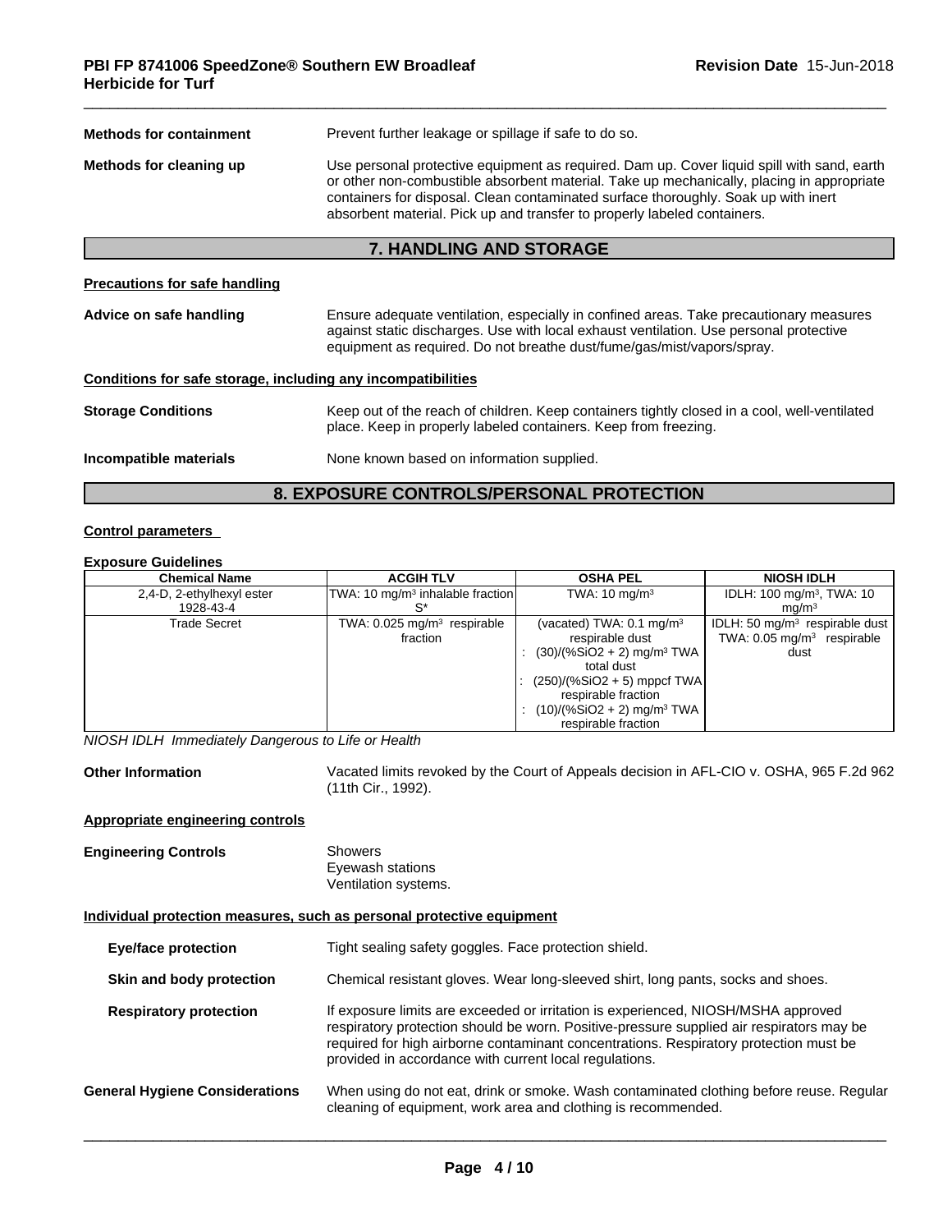**Methods for containment** Prevent further leakage or spillage if safe to do so.

**Methods for cleaning up** Use personal protective equipment as required. Dam up. Cover liquid spill with sand, earth or other non-combustible absorbent material. Take up mechanically, placing in appropriate containers for disposal. Clean contaminated surface thoroughly. Soak up with inert absorbent material. Pick up and transfer to properly labeled containers.

## 7. HANDLING AND STORAGE

**Precautions for safe handling**

**Advice on safe handling** Ensure adequate ventilation, especially in confined areas. Take precautionary measures against static discharges. Use with local exhaust ventilation. Use personal protective equipment as required. Do not breathe dust/fume/gas/mist/vapors/spray.

**Conditions for safe storage, including any incompatibilities**

**Storage Conditions** Keep out of the reach of children. Keep containers tightly closed in a cool, well-ventilated place. Keep in properly labeled containers. Keep from freezing.

**Incompatible materials** None known based on information supplied.

## 8. EXPOSURE CONTROLS/PERSONAL PROTECTION

**Control parameters**

**Exposure Guidelines**

| Chemical Name | ACGIH TLV | OSHA PEL | NIOSH IDLH |
|---|---|---|---|
| 2,4-D, 2-ethylhexyl ester 1928-43-4 | TWA: 10 mg/m³ inhalable fraction S* | TWA: 10 mg/m³ | IDLH: 100 mg/m³, TWA: 10 mg/m³ |
| Trade Secret | TWA: 0.025 mg/m³ respirable fraction | (vacated) TWA: 0.1 mg/m³ respirable dust<br>: (30)/(%SiO2 + 2) mg/m³ TWA total dust<br>: (250)/(%SiO2 + 5) mppcf TWA respirable fraction<br>: (10)/(%SiO2 + 2) mg/m³ TWA respirable fraction | IDLH: 50 mg/m³ respirable dust<br>TWA: 0.05 mg/m³ respirable dust |

*NIOSH IDLH Immediately Dangerous to Life or Health*

**Other Information** Vacated limits revoked by the Court of Appeals decision in AFL-CIO v. OSHA, 965 F.2d 962 (11th Cir., 1992).

**Appropriate engineering controls**

**Engineering Controls** Showers
Eyewash stations
Ventilation systems.

**Individual protection measures, such as personal protective equipment**

**Eye/face protection** Tight sealing safety goggles. Face protection shield.

**Skin and body protection** Chemical resistant gloves. Wear long-sleeved shirt, long pants, socks and shoes.

**Respiratory protection** If exposure limits are exceeded or irritation is experienced, NIOSH/MSHA approved respiratory protection should be worn. Positive-pressure supplied air respirators may be required for high airborne contaminant concentrations. Respiratory protection must be provided in accordance with current local regulations.

**General Hygiene Considerations** When using do not eat, drink or smoke. Wash contaminated clothing before reuse. Regular cleaning of equipment, work area and clothing is recommended.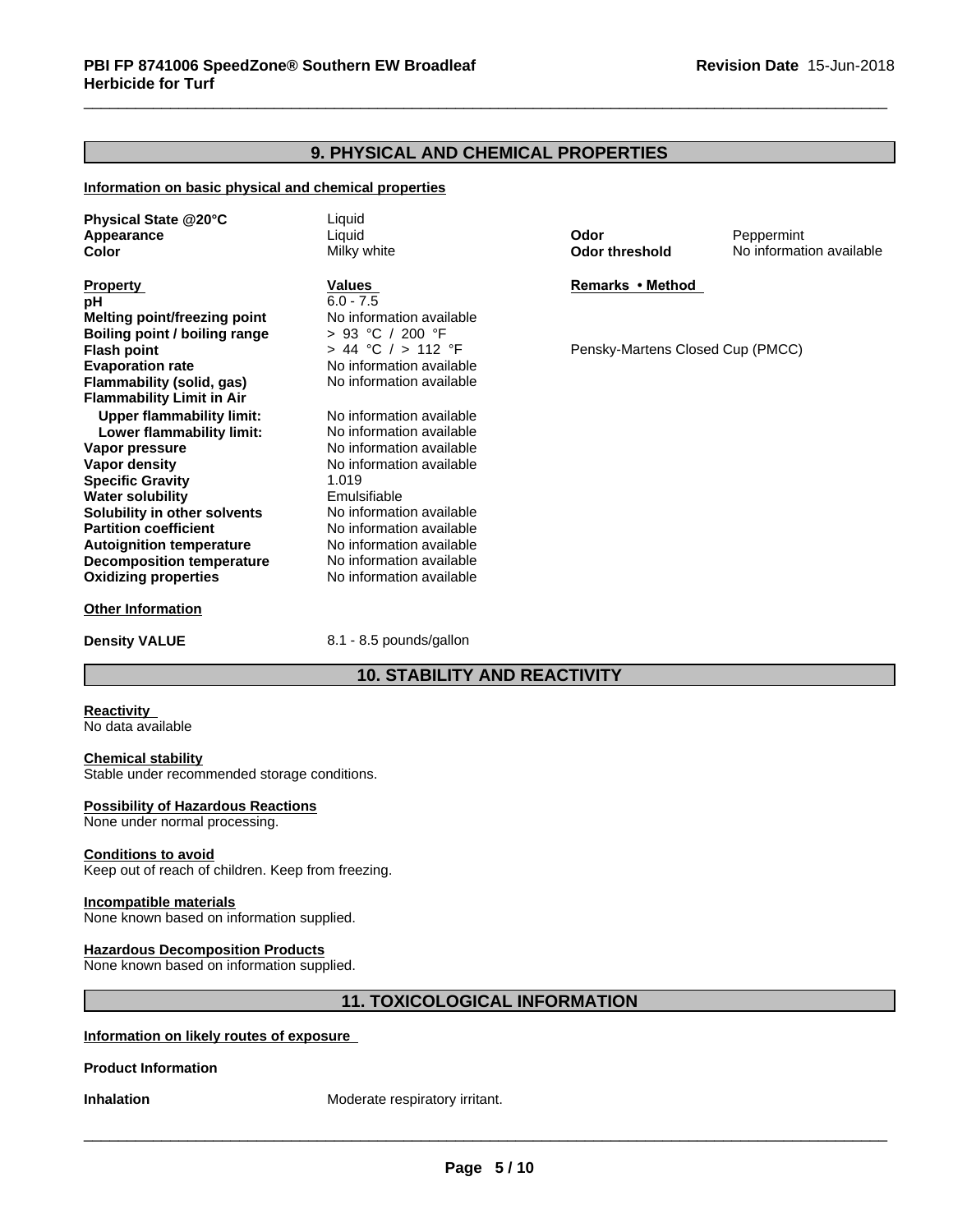## 9. PHYSICAL AND CHEMICAL PROPERTIES

**Information on basic physical and chemical properties**

| | | | |
|---|---|---|---|
| **Physical State @20°C** | Liquid | | |
| **Appearance** | Liquid | **Odor** | Peppermint |
| **Color** | Milky white | **Odor threshold** | No information available |

| Property | Values | Remarks • Method |
|---|---|---|
| **pH** | 6.0 - 7.5 | |
| **Melting point/freezing point** | No information available | |
| **Boiling point / boiling range** | > 93 °C / 200 °F | |
| **Flash point** | > 44 °C / > 112 °F | Pensky-Martens Closed Cup (PMCC) |
| **Evaporation rate** | No information available | |
| **Flammability (solid, gas)** | No information available | |
| **Flammability Limit in Air** | | |
| **Upper flammability limit:** | No information available | |
| **Lower flammability limit:** | No information available | |
| **Vapor pressure** | No information available | |
| **Vapor density** | No information available | |
| **Specific Gravity** | 1.019 | |
| **Water solubility** | Emulsifiable | |
| **Solubility in other solvents** | No information available | |
| **Partition coefficient** | No information available | |
| **Autoignition temperature** | No information available | |
| **Decomposition temperature** | No information available | |
| **Oxidizing properties** | No information available | |

**Other Information**

**Density VALUE** 8.1 - 8.5 pounds/gallon

## 10. STABILITY AND REACTIVITY

**Reactivity**
No data available

**Chemical stability**
Stable under recommended storage conditions.

**Possibility of Hazardous Reactions**
None under normal processing.

**Conditions to avoid**
Keep out of reach of children. Keep from freezing.

**Incompatible materials**
None known based on information supplied.

**Hazardous Decomposition Products**
None known based on information supplied.

## 11. TOXICOLOGICAL INFORMATION

**Information on likely routes of exposure**

**Product Information**

**Inhalation** Moderate respiratory irritant.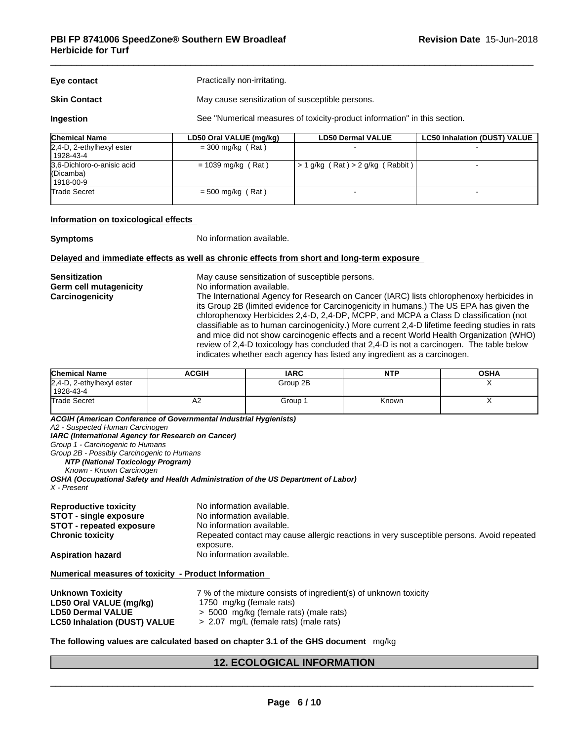**Eye contact** Practically non-irritating.

**Skin Contact** May cause sensitization of susceptible persons.

**Ingestion** See "Numerical measures of toxicity-product information" in this section.

| Chemical Name | LD50 Oral VALUE (mg/kg) | LD50 Dermal VALUE | LC50 Inhalation (DUST) VALUE |
|---|---|---|---|
| 2,4-D, 2-ethylhexyl ester 1928-43-4 | = 300 mg/kg ( Rat ) | - | - |
| 3,6-Dichloro-o-anisic acid (Dicamba) 1918-00-9 | = 1039 mg/kg ( Rat ) | > 1 g/kg ( Rat ) > 2 g/kg ( Rabbit ) | - |
| Trade Secret | = 500 mg/kg ( Rat ) | - | - |

**Information on toxicological effects**

**Symptoms** No information available.

**Delayed and immediate effects as well as chronic effects from short and long-term exposure**

**Sensitization** May cause sensitization of susceptible persons.

**Germ cell mutagenicity** No information available.

**Carcinogenicity** The International Agency for Research on Cancer (IARC) lists chlorophenoxy herbicides in its Group 2B (limited evidence for Carcinogenicity in humans.) The US EPA has given the chlorophenoxy Herbicides 2,4-D, 2,4-DP, MCPP, and MCPA a Class D classification (not classifiable as to human carcinogenicity.) More current 2,4-D lifetime feeding studies in rats and mice did not show carcinogenic effects and a recent World Health Organization (WHO) review of 2,4-D toxicology has concluded that 2,4-D is not a carcinogen. The table below indicates whether each agency has listed any ingredient as a carcinogen.

| Chemical Name | ACGIH | IARC | NTP | OSHA |
|---|---|---|---|---|
| 2,4-D, 2-ethylhexyl ester 1928-43-4 | | Group 2B | | X |
| Trade Secret | A2 | Group 1 | Known | X |

***ACGIH (American Conference of Governmental Industrial Hygienists)***
*A2 - Suspected Human Carcinogen*
***IARC (International Agency for Research on Cancer)***
*Group 1 - Carcinogenic to Humans*
*Group 2B - Possibly Carcinogenic to Humans*
***NTP (National Toxicology Program)***
*Known - Known Carcinogen*
***OSHA (Occupational Safety and Health Administration of the US Department of Labor)***
*X - Present*

**Reproductive toxicity** No information available.
**STOT - single exposure** No information available.
**STOT - repeated exposure** No information available.
**Chronic toxicity** Repeated contact may cause allergic reactions in very susceptible persons. Avoid repeated exposure.
**Aspiration hazard** No information available.

**Numerical measures of toxicity - Product Information**

**Unknown Toxicity** 7 % of the mixture consists of ingredient(s) of unknown toxicity
**LD50 Oral VALUE (mg/kg)** 1750 mg/kg (female rats)
**LD50 Dermal VALUE** > 5000 mg/kg (female rats) (male rats)
**LC50 Inhalation (DUST) VALUE** > 2.07 mg/L (female rats) (male rats)

**The following values are calculated based on chapter 3.1 of the GHS document** mg/kg

## 12. ECOLOGICAL INFORMATION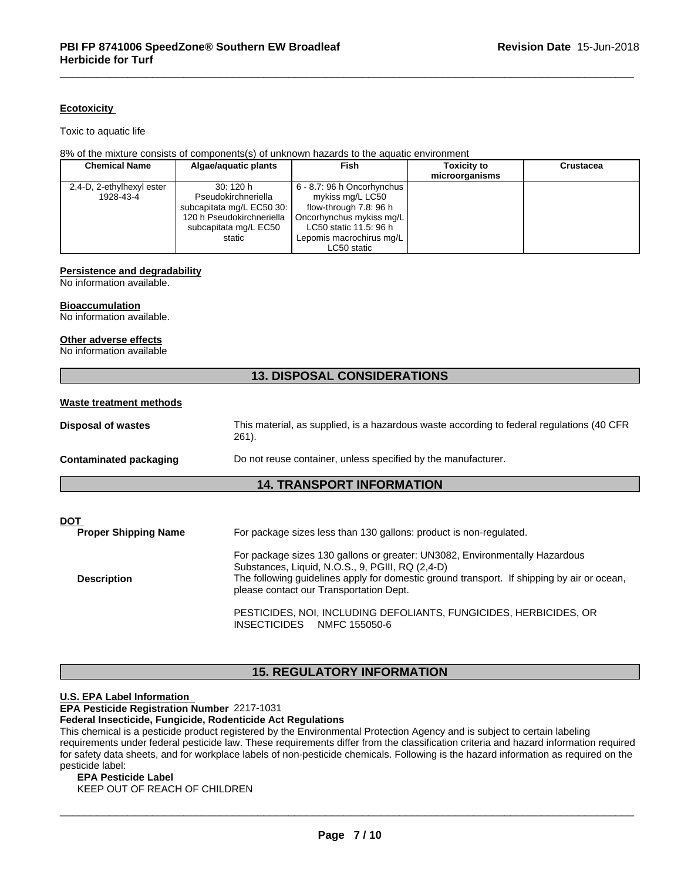#### Ecotoxicity

Toxic to aquatic life

8% of the mixture consists of components(s) of unknown hazards to the aquatic environment

| Chemical Name | Algae/aquatic plants | Fish | Toxicity to microorganisms | Crustacea |
|---|---|---|---|---|
| 2,4-D, 2-ethylhexyl ester 1928-43-4 | 30: 120 h Pseudokirchneriella subcapitata mg/L EC50 30: 120 h Pseudokirchneriella subcapitata mg/L EC50 static | 6 - 8.7: 96 h Oncorhynchus mykiss mg/L LC50 flow-through 7.8: 96 h Oncorhynchus mykiss mg/L LC50 static 11.5: 96 h Lepomis macrochirus mg/L LC50 static | | |

#### Persistence and degradability

No information available.

#### Bioaccumulation

No information available.

#### Other adverse effects

No information available

## 13. DISPOSAL CONSIDERATIONS

#### Waste treatment methods

**Disposal of wastes** This material, as supplied, is a hazardous waste according to federal regulations (40 CFR 261).

**Contaminated packaging** Do not reuse container, unless specified by the manufacturer.

## 14. TRANSPORT INFORMATION

#### DOT

**Proper Shipping Name** For package sizes less than 130 gallons: product is non-regulated.

**Description** For package sizes 130 gallons or greater: UN3082, Environmentally Hazardous Substances, Liquid, N.O.S., 9, PGIII, RQ (2,4-D)
The following guidelines apply for domestic ground transport. If shipping by air or ocean, please contact our Transportation Dept.

PESTICIDES, NOI, INCLUDING DEFOLIANTS, FUNGICIDES, HERBICIDES, OR INSECTICIDES NMFC 155050-6

## 15. REGULATORY INFORMATION

#### U.S. EPA Label Information

**EPA Pesticide Registration Number** 2217-1031

**Federal Insecticide, Fungicide, Rodenticide Act Regulations**

This chemical is a pesticide product registered by the Environmental Protection Agency and is subject to certain labeling requirements under federal pesticide law. These requirements differ from the classification criteria and hazard information required for safety data sheets, and for workplace labels of non-pesticide chemicals. Following is the hazard information as required on the pesticide label:

**EPA Pesticide Label**
KEEP OUT OF REACH OF CHILDREN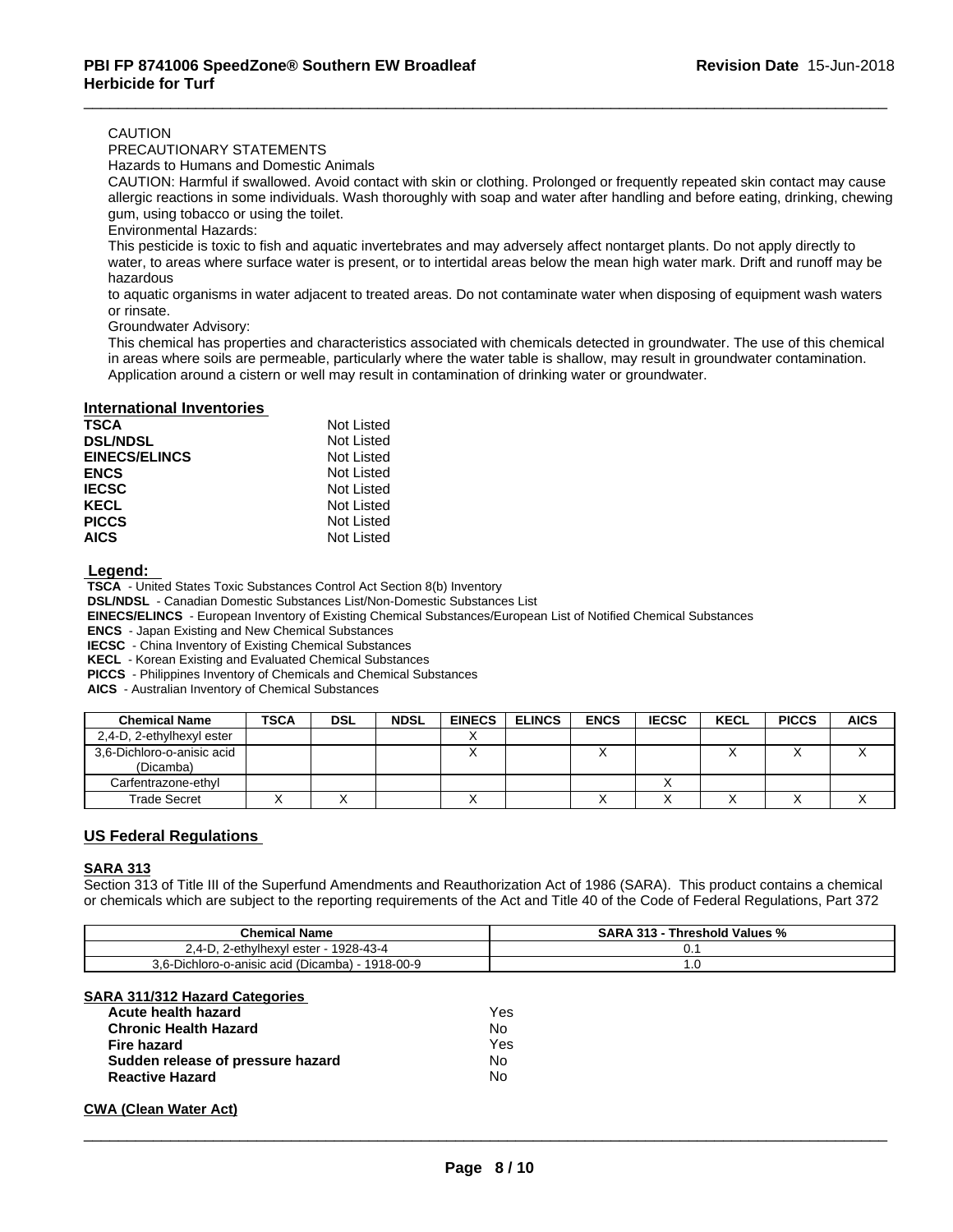CAUTION

PRECAUTIONARY STATEMENTS

Hazards to Humans and Domestic Animals

CAUTION: Harmful if swallowed. Avoid contact with skin or clothing. Prolonged or frequently repeated skin contact may cause allergic reactions in some individuals. Wash thoroughly with soap and water after handling and before eating, drinking, chewing gum, using tobacco or using the toilet.

Environmental Hazards:

This pesticide is toxic to fish and aquatic invertebrates and may adversely affect nontarget plants. Do not apply directly to water, to areas where surface water is present, or to intertidal areas below the mean high water mark. Drift and runoff may be hazardous

to aquatic organisms in water adjacent to treated areas. Do not contaminate water when disposing of equipment wash waters or rinsate.

Groundwater Advisory:

This chemical has properties and characteristics associated with chemicals detected in groundwater. The use of this chemical in areas where soils are permeable, particularly where the water table is shallow, may result in groundwater contamination. Application around a cistern or well may result in contamination of drinking water or groundwater.

## International Inventories

| | |
|---|---|
| **TSCA** | Not Listed |
| **DSL/NDSL** | Not Listed |
| **EINECS/ELINCS** | Not Listed |
| **ENCS** | Not Listed |
| **IECSC** | Not Listed |
| **KECL** | Not Listed |
| **PICCS** | Not Listed |
| **AICS** | Not Listed |

**Legend:**

**TSCA** - United States Toxic Substances Control Act Section 8(b) Inventory
**DSL/NDSL** - Canadian Domestic Substances List/Non-Domestic Substances List
**EINECS/ELINCS** - European Inventory of Existing Chemical Substances/European List of Notified Chemical Substances
**ENCS** - Japan Existing and New Chemical Substances
**IECSC** - China Inventory of Existing Chemical Substances
**KECL** - Korean Existing and Evaluated Chemical Substances
**PICCS** - Philippines Inventory of Chemicals and Chemical Substances
**AICS** - Australian Inventory of Chemical Substances

| Chemical Name | TSCA | DSL | NDSL | EINECS | ELINCS | ENCS | IECSC | KECL | PICCS | AICS |
|---|---|---|---|---|---|---|---|---|---|---|
| 2,4-D, 2-ethylhexyl ester | | | | X | | | | | | |
| 3,6-Dichloro-o-anisic acid (Dicamba) | | | | X | | X | | X | X | X |
| Carfentrazone-ethyl | | | | | | | X | | | |
| Trade Secret | X | X | | X | | X | X | X | X | X |

## US Federal Regulations

### SARA 313

Section 313 of Title III of the Superfund Amendments and Reauthorization Act of 1986 (SARA). This product contains a chemical or chemicals which are subject to the reporting requirements of the Act and Title 40 of the Code of Federal Regulations, Part 372

| Chemical Name | SARA 313 - Threshold Values % |
|---|---|
| 2,4-D, 2-ethylhexyl ester - 1928-43-4 | 0.1 |
| 3,6-Dichloro-o-anisic acid (Dicamba) - 1918-00-9 | 1.0 |

### SARA 311/312 Hazard Categories

| | |
|---|---|
| **Acute health hazard** | Yes |
| **Chronic Health Hazard** | No |
| **Fire hazard** | Yes |
| **Sudden release of pressure hazard** | No |
| **Reactive Hazard** | No |

### CWA (Clean Water Act)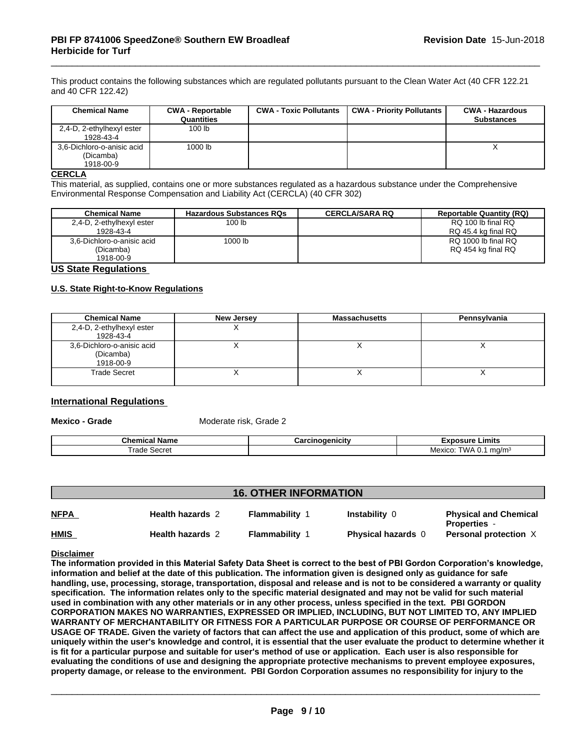This product contains the following substances which are regulated pollutants pursuant to the Clean Water Act (40 CFR 122.21 and 40 CFR 122.42)

| Chemical Name | CWA - Reportable Quantities | CWA - Toxic Pollutants | CWA - Priority Pollutants | CWA - Hazardous Substances |
|---|---|---|---|---|
| 2,4-D, 2-ethylhexyl ester 1928-43-4 | 100 lb | | | |
| 3,6-Dichloro-o-anisic acid (Dicamba) 1918-00-9 | 1000 lb | | | X |

**CERCLA**

This material, as supplied, contains one or more substances regulated as a hazardous substance under the Comprehensive Environmental Response Compensation and Liability Act (CERCLA) (40 CFR 302)

| Chemical Name | Hazardous Substances RQs | CERCLA/SARA RQ | Reportable Quantity (RQ) |
|---|---|---|---|
| 2,4-D, 2-ethylhexyl ester 1928-43-4 | 100 lb | | RQ 100 lb final RQ RQ 45.4 kg final RQ |
| 3,6-Dichloro-o-anisic acid (Dicamba) 1918-00-9 | 1000 lb | | RQ 1000 lb final RQ RQ 454 kg final RQ |

**US State Regulations**

**U.S. State Right-to-Know Regulations**

| Chemical Name | New Jersey | Massachusetts | Pennsylvania |
|---|---|---|---|
| 2,4-D, 2-ethylhexyl ester 1928-43-4 | X | | |
| 3,6-Dichloro-o-anisic acid (Dicamba) 1918-00-9 | X | X | X |
| Trade Secret | X | X | X |

**International Regulations**

**Mexico - Grade** Moderate risk, Grade 2

| Chemical Name | Carcinogenicity | Exposure Limits |
|---|---|---|
| Trade Secret | | Mexico: TWA 0.1 mg/m³ |

## 16. OTHER INFORMATION

| | | | | |
|---|---|---|---|---|
| **NFPA** | **Health hazards** 2 | **Flammability** 1 | **Instability** 0 | **Physical and Chemical Properties** - |
| **HMIS** | **Health hazards** 2 | **Flammability** 1 | **Physical hazards** 0 | **Personal protection** X |

**Disclaimer**

**The information provided in this Material Safety Data Sheet is correct to the best of PBI Gordon Corporation's knowledge, information and belief at the date of this publication. The information given is designed only as guidance for safe handling, use, processing, storage, transportation, disposal and release and is not to be considered a warranty or quality specification. The information relates only to the specific material designated and may not be valid for such material used in combination with any other materials or in any other process, unless specified in the text. PBI GORDON CORPORATION MAKES NO WARRANTIES, EXPRESSED OR IMPLIED, INCLUDING, BUT NOT LIMITED TO, ANY IMPLIED WARRANTY OF MERCHANTABILITY OR FITNESS FOR A PARTICULAR PURPOSE OR COURSE OF PERFORMANCE OR USAGE OF TRADE. Given the variety of factors that can affect the use and application of this product, some of which are uniquely within the user's knowledge and control, it is essential that the user evaluate the product to determine whether it is fit for a particular purpose and suitable for user's method of use or application. Each user is also responsible for evaluating the conditions of use and designing the appropriate protective mechanisms to prevent employee exposures, property damage, or release to the environment. PBI Gordon Corporation assumes no responsibility for injury to the**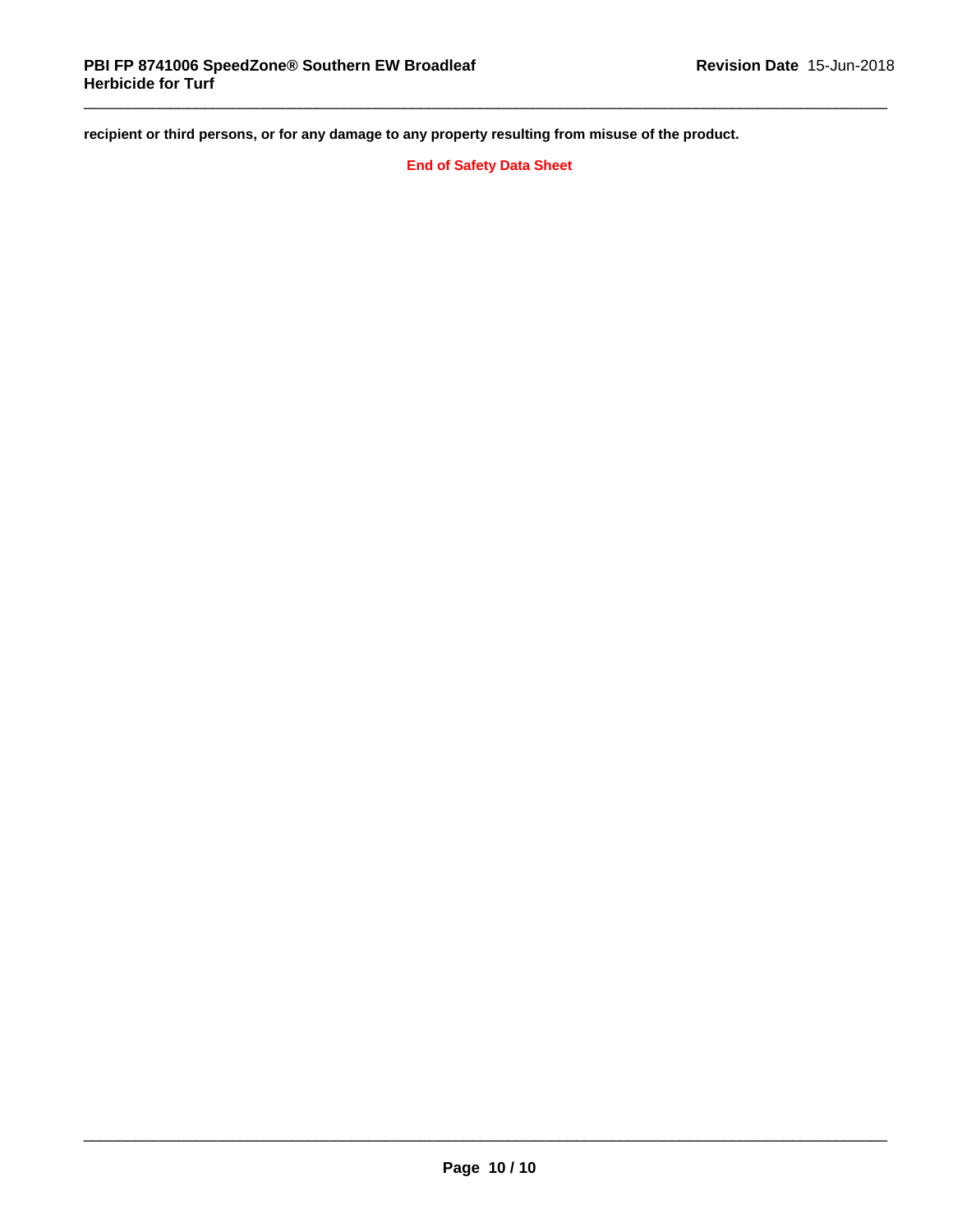**recipient or third persons, or for any damage to any property resulting from misuse of the product.**

**End of Safety Data Sheet**